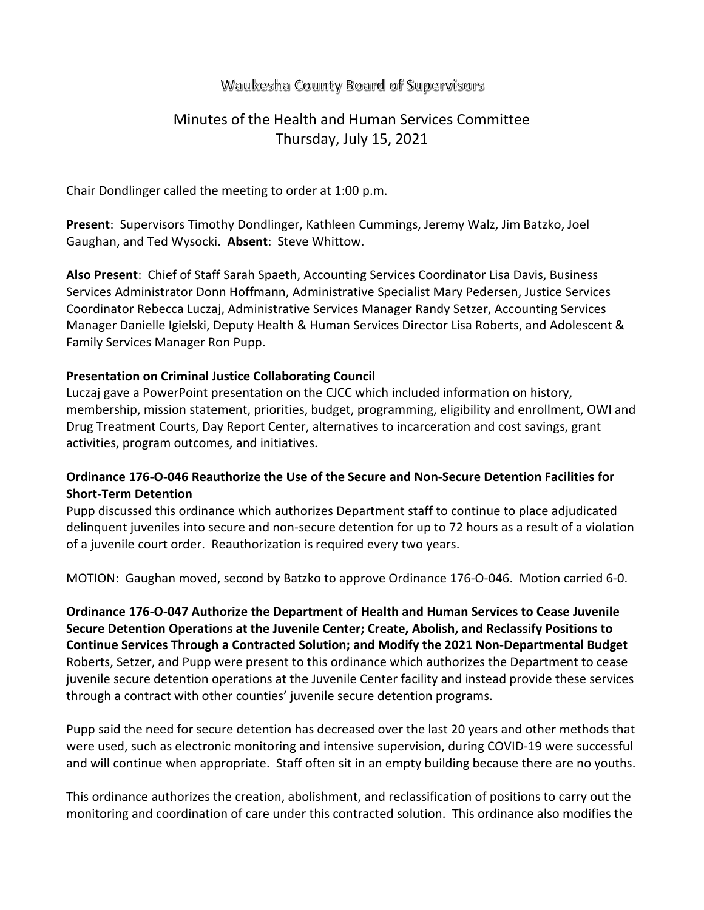# Waukesha County Board of Supervisors

## Minutes of the Health and Human Services Committee
## Thursday, July 15, 2021

Chair Dondlinger called the meeting to order at 1:00 p.m.

**Present**: Supervisors Timothy Dondlinger, Kathleen Cummings, Jeremy Walz, Jim Batzko, Joel Gaughan, and Ted Wysocki. **Absent**: Steve Whittow.

**Also Present**: Chief of Staff Sarah Spaeth, Accounting Services Coordinator Lisa Davis, Business Services Administrator Donn Hoffmann, Administrative Specialist Mary Pedersen, Justice Services Coordinator Rebecca Luczaj, Administrative Services Manager Randy Setzer, Accounting Services Manager Danielle Igielski, Deputy Health & Human Services Director Lisa Roberts, and Adolescent & Family Services Manager Ron Pupp.

**Presentation on Criminal Justice Collaborating Council**
Luczaj gave a PowerPoint presentation on the CJCC which included information on history, membership, mission statement, priorities, budget, programming, eligibility and enrollment, OWI and Drug Treatment Courts, Day Report Center, alternatives to incarceration and cost savings, grant activities, program outcomes, and initiatives.

**Ordinance 176-O-046 Reauthorize the Use of the Secure and Non-Secure Detention Facilities for Short-Term Detention**
Pupp discussed this ordinance which authorizes Department staff to continue to place adjudicated delinquent juveniles into secure and non-secure detention for up to 72 hours as a result of a violation of a juvenile court order. Reauthorization is required every two years.

MOTION: Gaughan moved, second by Batzko to approve Ordinance 176-O-046. Motion carried 6-0.

**Ordinance 176-O-047 Authorize the Department of Health and Human Services to Cease Juvenile Secure Detention Operations at the Juvenile Center; Create, Abolish, and Reclassify Positions to Continue Services Through a Contracted Solution; and Modify the 2021 Non-Departmental Budget**
Roberts, Setzer, and Pupp were present to this ordinance which authorizes the Department to cease juvenile secure detention operations at the Juvenile Center facility and instead provide these services through a contract with other counties' juvenile secure detention programs.

Pupp said the need for secure detention has decreased over the last 20 years and other methods that were used, such as electronic monitoring and intensive supervision, during COVID-19 were successful and will continue when appropriate. Staff often sit in an empty building because there are no youths.

This ordinance authorizes the creation, abolishment, and reclassification of positions to carry out the monitoring and coordination of care under this contracted solution. This ordinance also modifies the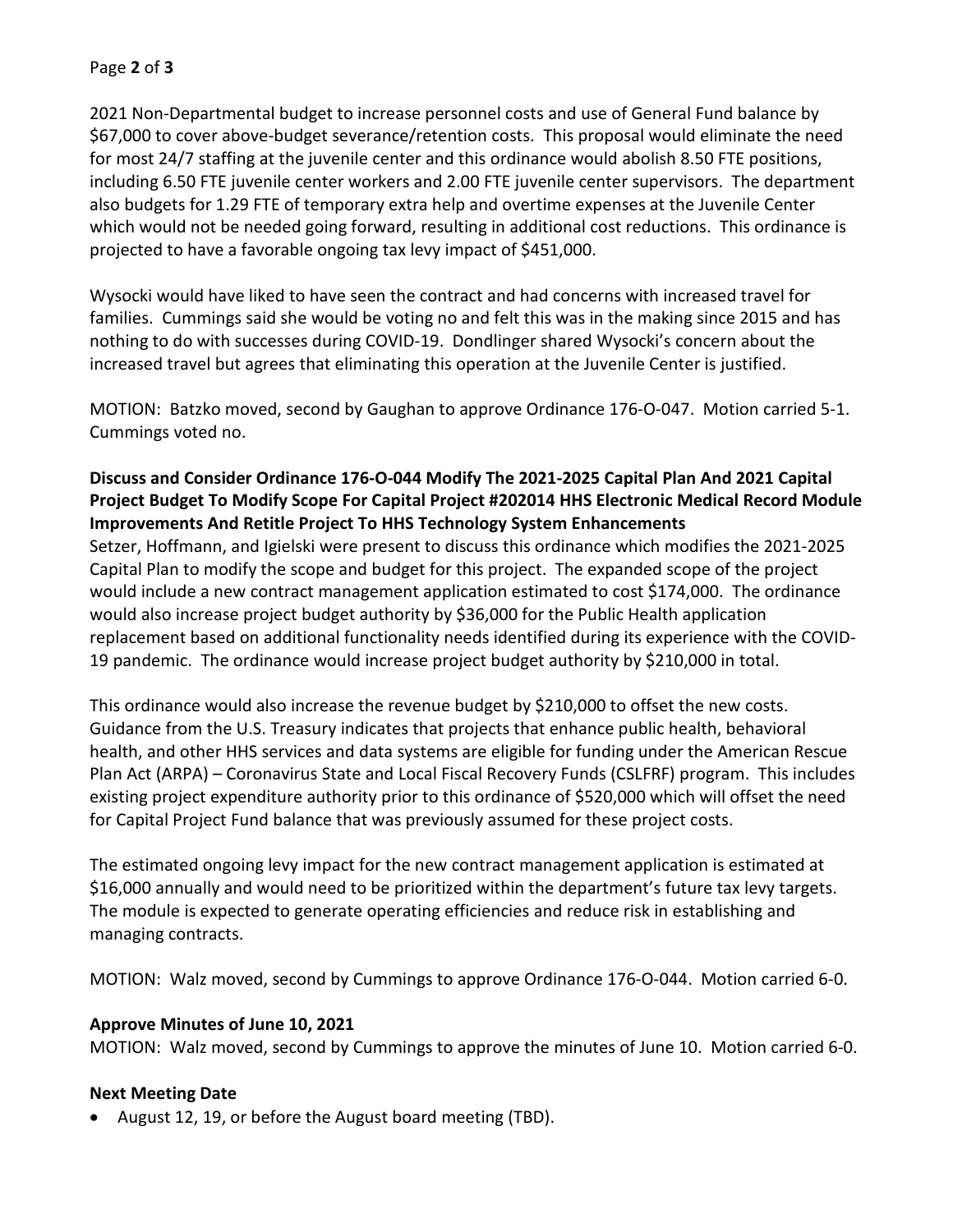2021 Non-Departmental budget to increase personnel costs and use of General Fund balance by $67,000 to cover above-budget severance/retention costs. This proposal would eliminate the need for most 24/7 staffing at the juvenile center and this ordinance would abolish 8.50 FTE positions, including 6.50 FTE juvenile center workers and 2.00 FTE juvenile center supervisors. The department also budgets for 1.29 FTE of temporary extra help and overtime expenses at the Juvenile Center which would not be needed going forward, resulting in additional cost reductions. This ordinance is projected to have a favorable ongoing tax levy impact of $451,000.

Wysocki would have liked to have seen the contract and had concerns with increased travel for families. Cummings said she would be voting no and felt this was in the making since 2015 and has nothing to do with successes during COVID-19. Dondlinger shared Wysocki's concern about the increased travel but agrees that eliminating this operation at the Juvenile Center is justified.

MOTION: Batzko moved, second by Gaughan to approve Ordinance 176-O-047. Motion carried 5-1. Cummings voted no.

**Discuss and Consider Ordinance 176-O-044 Modify The 2021-2025 Capital Plan And 2021 Capital Project Budget To Modify Scope For Capital Project #202014 HHS Electronic Medical Record Module Improvements And Retitle Project To HHS Technology System Enhancements**

Setzer, Hoffmann, and Igielski were present to discuss this ordinance which modifies the 2021-2025 Capital Plan to modify the scope and budget for this project. The expanded scope of the project would include a new contract management application estimated to cost $174,000. The ordinance would also increase project budget authority by $36,000 for the Public Health application replacement based on additional functionality needs identified during its experience with the COVID-19 pandemic. The ordinance would increase project budget authority by $210,000 in total.

This ordinance would also increase the revenue budget by $210,000 to offset the new costs. Guidance from the U.S. Treasury indicates that projects that enhance public health, behavioral health, and other HHS services and data systems are eligible for funding under the American Rescue Plan Act (ARPA) – Coronavirus State and Local Fiscal Recovery Funds (CSLFRF) program. This includes existing project expenditure authority prior to this ordinance of $520,000 which will offset the need for Capital Project Fund balance that was previously assumed for these project costs.

The estimated ongoing levy impact for the new contract management application is estimated at $16,000 annually and would need to be prioritized within the department's future tax levy targets. The module is expected to generate operating efficiencies and reduce risk in establishing and managing contracts.

MOTION: Walz moved, second by Cummings to approve Ordinance 176-O-044. Motion carried 6-0.

**Approve Minutes of June 10, 2021**

MOTION: Walz moved, second by Cummings to approve the minutes of June 10. Motion carried 6-0.

**Next Meeting Date**

- August 12, 19, or before the August board meeting (TBD).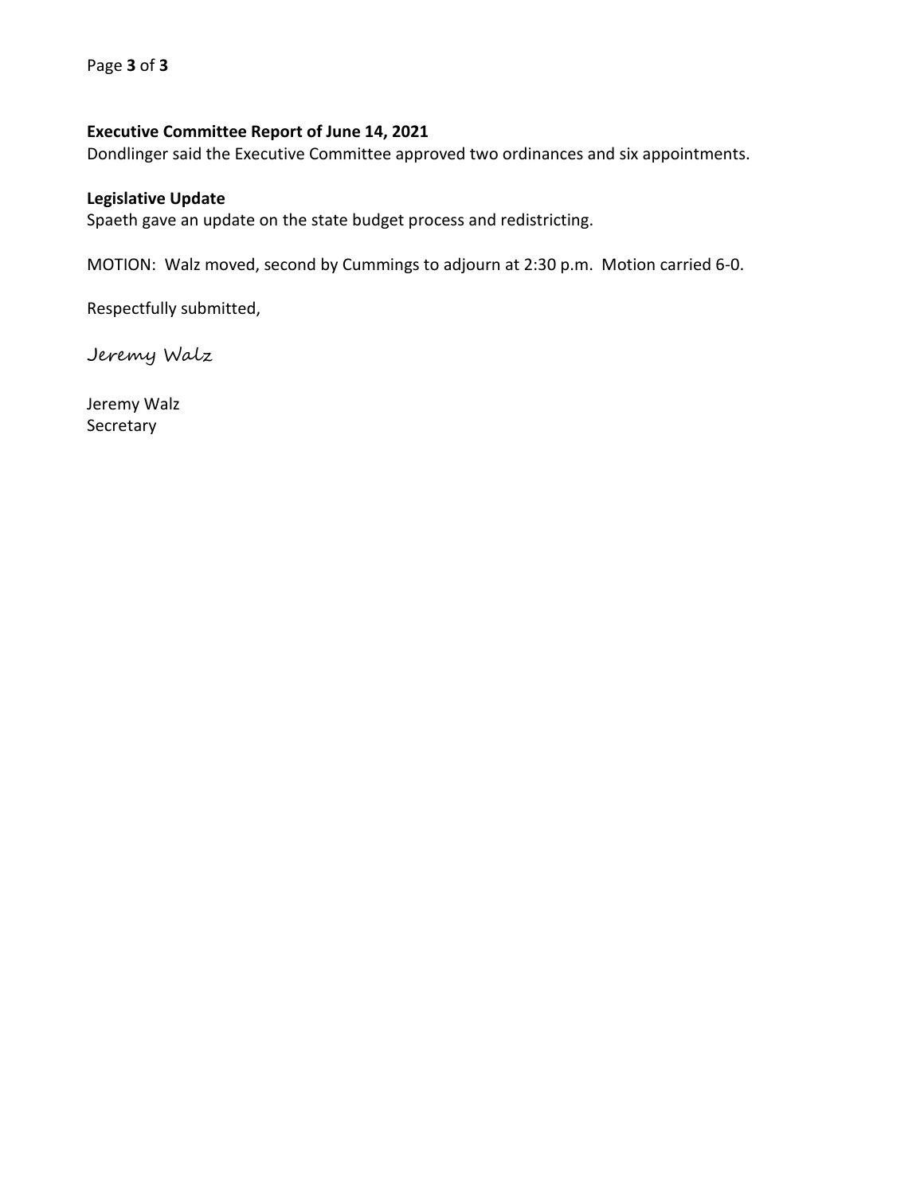**Executive Committee Report of June 14, 2021**
Dondlinger said the Executive Committee approved two ordinances and six appointments.

**Legislative Update**
Spaeth gave an update on the state budget process and redistricting.

MOTION: Walz moved, second by Cummings to adjourn at 2:30 p.m. Motion carried 6-0.

Respectfully submitted,

Jeremy Walz

Jeremy Walz
Secretary